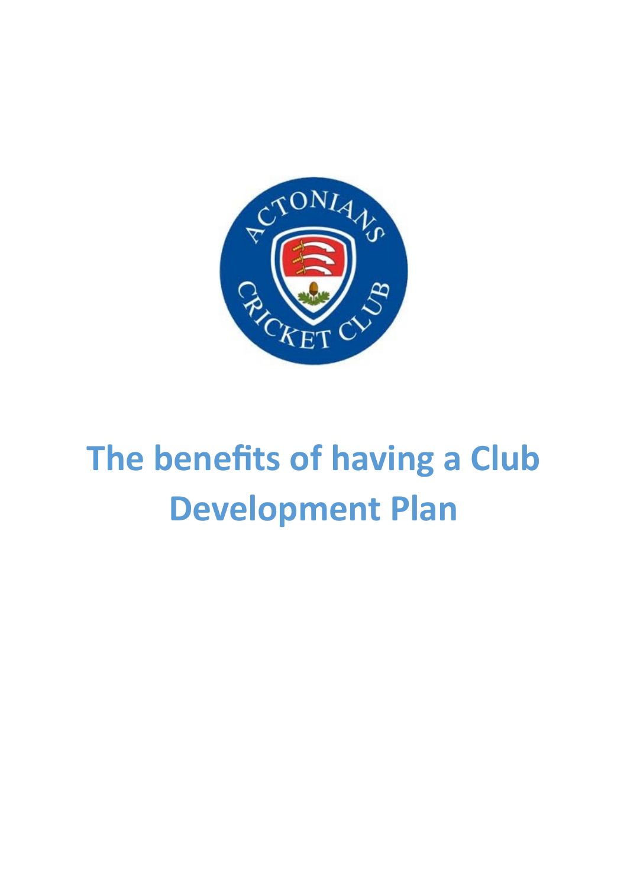# The benefits of having a Club Development Plan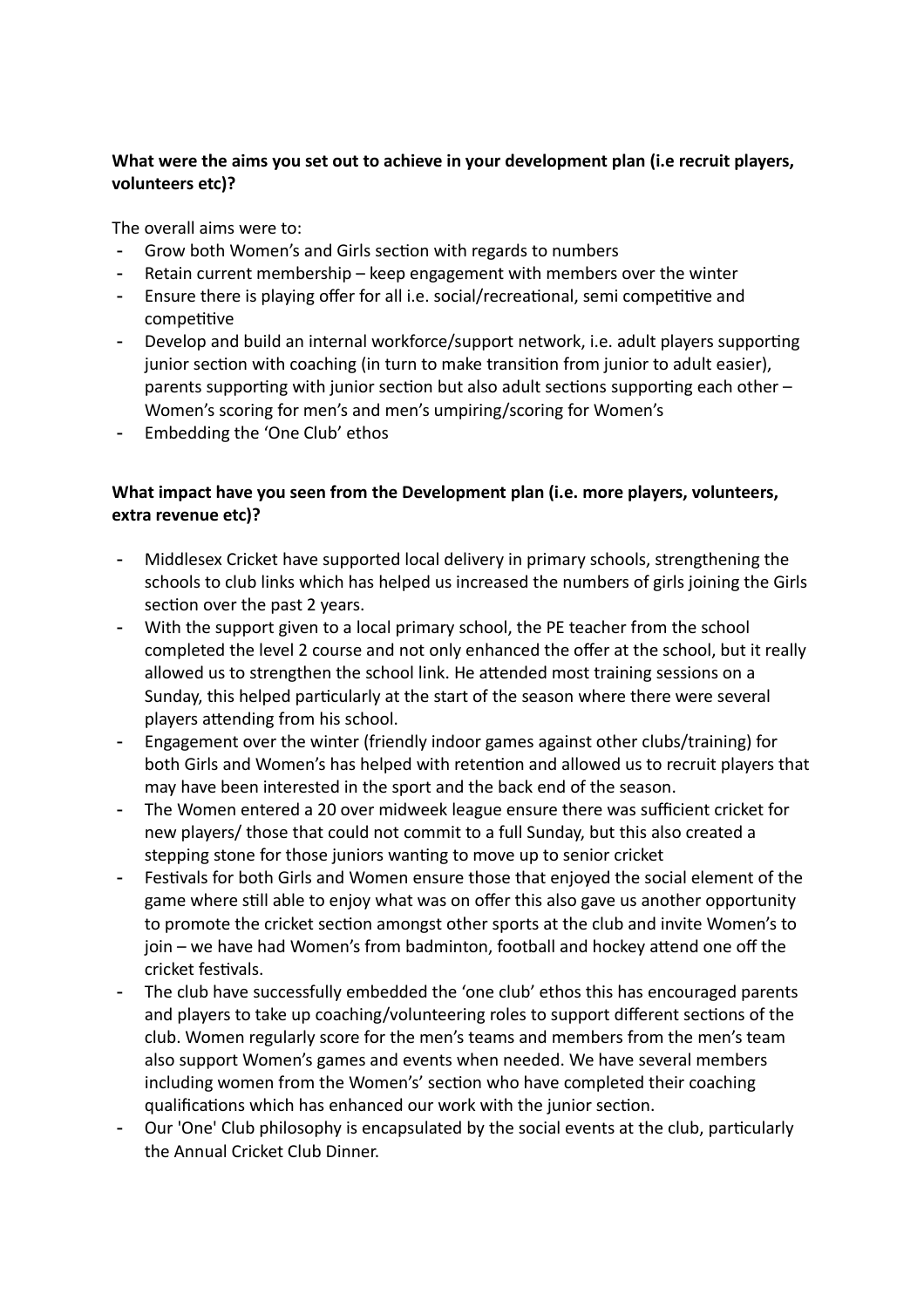**What were the aims you set out to achieve in your development plan (i.e recruit players, volunteers etc)?**

The overall aims were to:

- Grow both Women's and Girls section with regards to numbers
- Retain current membership – keep engagement with members over the winter
- Ensure there is playing offer for all i.e. social/recreational, semi competitive and competitive
- Develop and build an internal workforce/support network, i.e. adult players supporting junior section with coaching (in turn to make transition from junior to adult easier), parents supporting with junior section but also adult sections supporting each other – Women's scoring for men's and men's umpiring/scoring for Women's
- Embedding the 'One Club' ethos

**What impact have you seen from the Development plan (i.e. more players, volunteers, extra revenue etc)?**

- Middlesex Cricket have supported local delivery in primary schools, strengthening the schools to club links which has helped us increased the numbers of girls joining the Girls section over the past 2 years.
- With the support given to a local primary school, the PE teacher from the school completed the level 2 course and not only enhanced the offer at the school, but it really allowed us to strengthen the school link. He attended most training sessions on a Sunday, this helped particularly at the start of the season where there were several players attending from his school.
- Engagement over the winter (friendly indoor games against other clubs/training) for both Girls and Women's has helped with retention and allowed us to recruit players that may have been interested in the sport and the back end of the season.
- The Women entered a 20 over midweek league ensure there was sufficient cricket for new players/ those that could not commit to a full Sunday, but this also created a stepping stone for those juniors wanting to move up to senior cricket
- Festivals for both Girls and Women ensure those that enjoyed the social element of the game where still able to enjoy what was on offer this also gave us another opportunity to promote the cricket section amongst other sports at the club and invite Women's to join – we have had Women's from badminton, football and hockey attend one off the cricket festivals.
- The club have successfully embedded the 'one club' ethos this has encouraged parents and players to take up coaching/volunteering roles to support different sections of the club. Women regularly score for the men's teams and members from the men's team also support Women's games and events when needed. We have several members including women from the Women's' section who have completed their coaching qualifications which has enhanced our work with the junior section.
- Our 'One' Club philosophy is encapsulated by the social events at the club, particularly the Annual Cricket Club Dinner.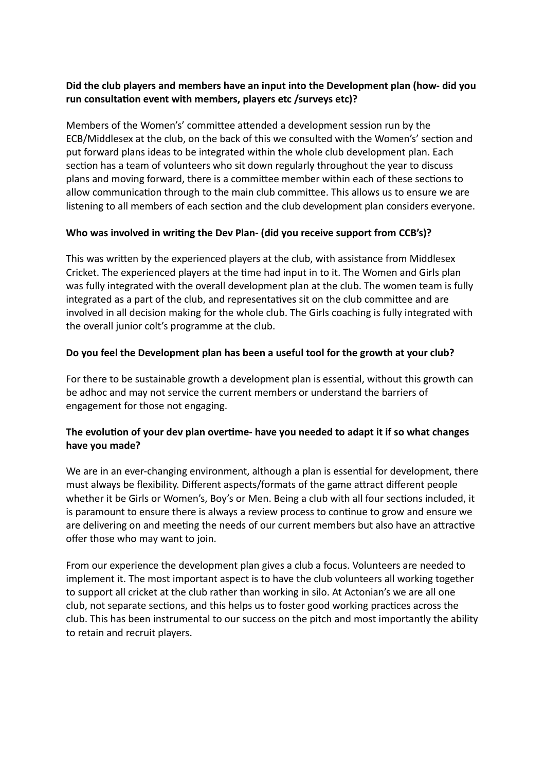**Did the club players and members have an input into the Development plan (how- did you run consultation event with members, players etc /surveys etc)?**

Members of the Women's' committee attended a development session run by the ECB/Middlesex at the club, on the back of this we consulted with the Women's' section and put forward plans ideas to be integrated within the whole club development plan. Each section has a team of volunteers who sit down regularly throughout the year to discuss plans and moving forward, there is a committee member within each of these sections to allow communication through to the main club committee. This allows us to ensure we are listening to all members of each section and the club development plan considers everyone.

**Who was involved in writing the Dev Plan- (did you receive support from CCB's)?**

This was written by the experienced players at the club, with assistance from Middlesex Cricket. The experienced players at the time had input in to it. The Women and Girls plan was fully integrated with the overall development plan at the club. The women team is fully integrated as a part of the club, and representatives sit on the club committee and are involved in all decision making for the whole club. The Girls coaching is fully integrated with the overall junior colt's programme at the club.

**Do you feel the Development plan has been a useful tool for the growth at your club?**

For there to be sustainable growth a development plan is essential, without this growth can be adhoc and may not service the current members or understand the barriers of engagement for those not engaging.

**The evolution of your dev plan overtime- have you needed to adapt it if so what changes have you made?**

We are in an ever-changing environment, although a plan is essential for development, there must always be flexibility. Different aspects/formats of the game attract different people whether it be Girls or Women's, Boy's or Men. Being a club with all four sections included, it is paramount to ensure there is always a review process to continue to grow and ensure we are delivering on and meeting the needs of our current members but also have an attractive offer those who may want to join.

From our experience the development plan gives a club a focus. Volunteers are needed to implement it. The most important aspect is to have the club volunteers all working together to support all cricket at the club rather than working in silo. At Actonian's we are all one club, not separate sections, and this helps us to foster good working practices across the club. This has been instrumental to our success on the pitch and most importantly the ability to retain and recruit players.